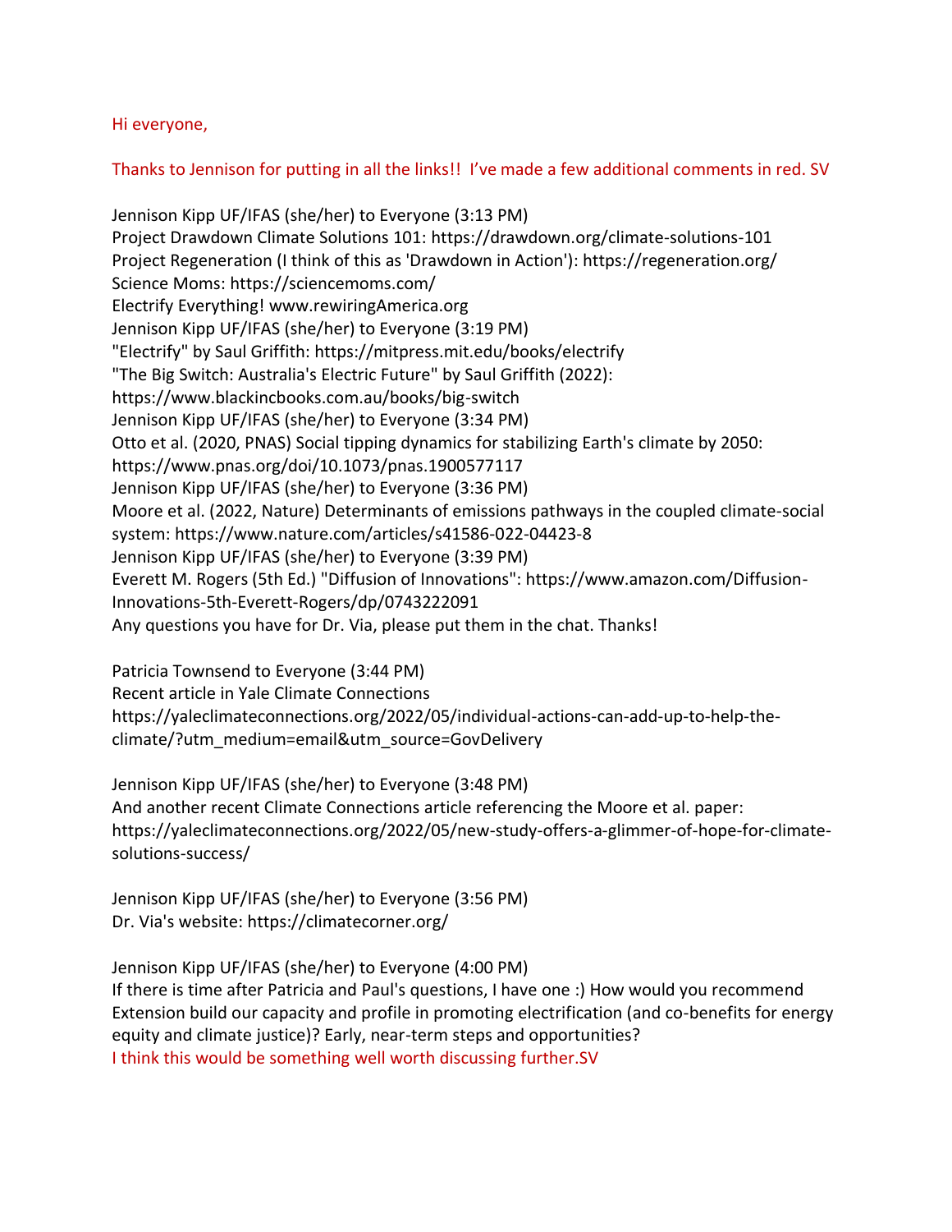Hi everyone,

Thanks to Jennison for putting in all the links!! I've made a few additional comments in red. SV

Jennison Kipp UF/IFAS (she/her) to Everyone (3:13 PM)
Project Drawdown Climate Solutions 101: https://drawdown.org/climate-solutions-101
Project Regeneration (I think of this as 'Drawdown in Action'): https://regeneration.org/
Science Moms: https://sciencemoms.com/
Electrify Everything! www.rewiringAmerica.org
Jennison Kipp UF/IFAS (she/her) to Everyone (3:19 PM)
"Electrify" by Saul Griffith: https://mitpress.mit.edu/books/electrify
"The Big Switch: Australia's Electric Future" by Saul Griffith (2022):
https://www.blackincbooks.com.au/books/big-switch
Jennison Kipp UF/IFAS (she/her) to Everyone (3:34 PM)
Otto et al. (2020, PNAS) Social tipping dynamics for stabilizing Earth's climate by 2050:
https://www.pnas.org/doi/10.1073/pnas.1900577117
Jennison Kipp UF/IFAS (she/her) to Everyone (3:36 PM)
Moore et al. (2022, Nature) Determinants of emissions pathways in the coupled climate-social system: https://www.nature.com/articles/s41586-022-04423-8
Jennison Kipp UF/IFAS (she/her) to Everyone (3:39 PM)
Everett M. Rogers (5th Ed.) "Diffusion of Innovations": https://www.amazon.com/Diffusion-Innovations-5th-Everett-Rogers/dp/0743222091
Any questions you have for Dr. Via, please put them in the chat. Thanks!

Patricia Townsend to Everyone (3:44 PM)
Recent article in Yale Climate Connections
https://yaleclimateconnections.org/2022/05/individual-actions-can-add-up-to-help-the-climate/?utm_medium=email&utm_source=GovDelivery

Jennison Kipp UF/IFAS (she/her) to Everyone (3:48 PM)
And another recent Climate Connections article referencing the Moore et al. paper:
https://yaleclimateconnections.org/2022/05/new-study-offers-a-glimmer-of-hope-for-climate-solutions-success/

Jennison Kipp UF/IFAS (she/her) to Everyone (3:56 PM)
Dr. Via's website: https://climatecorner.org/

Jennison Kipp UF/IFAS (she/her) to Everyone (4:00 PM)
If there is time after Patricia and Paul's questions, I have one :) How would you recommend Extension build our capacity and profile in promoting electrification (and co-benefits for energy equity and climate justice)? Early, near-term steps and opportunities?
I think this would be something well worth discussing further.SV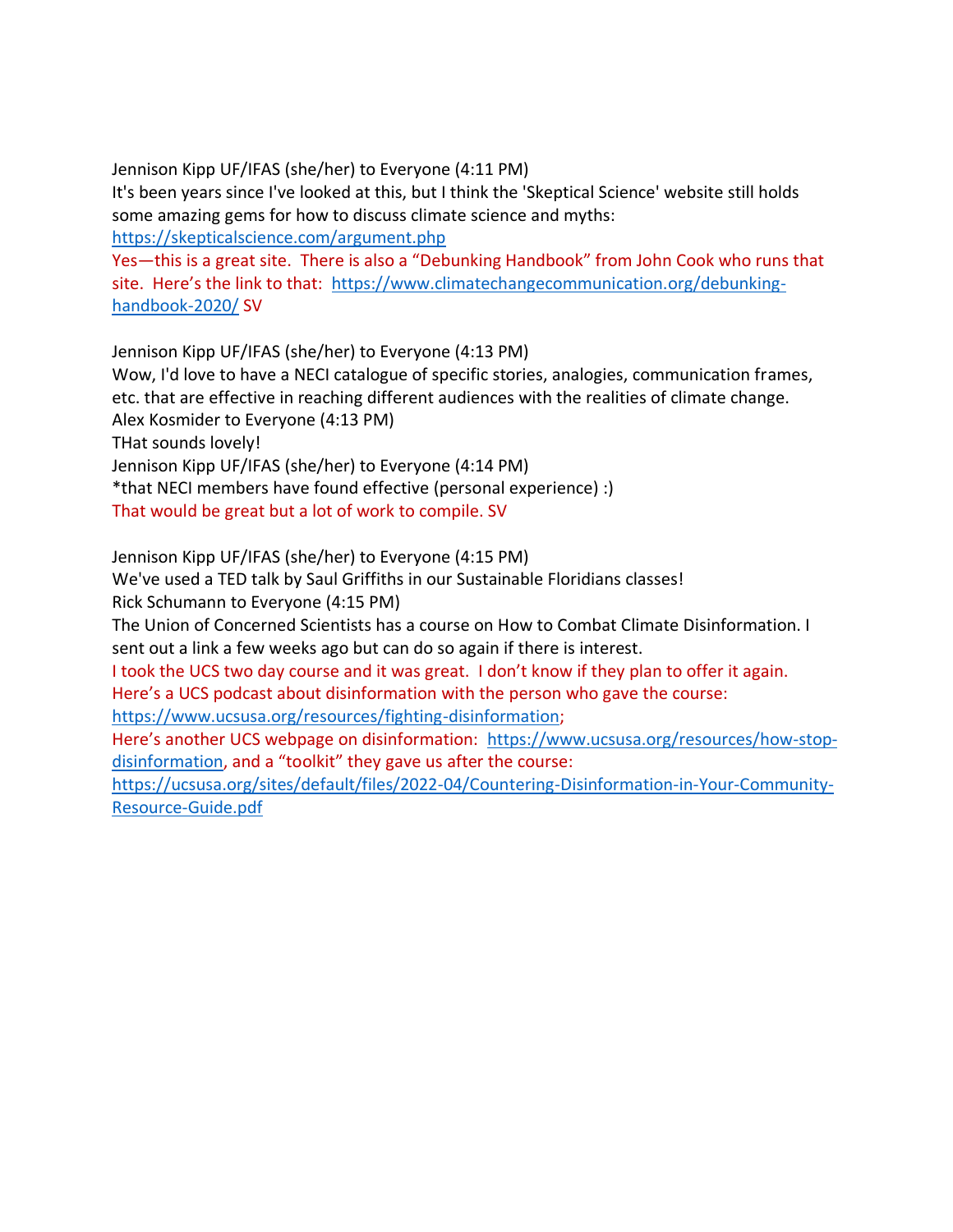Jennison Kipp UF/IFAS (she/her) to Everyone (4:11 PM)
It's been years since I've looked at this, but I think the 'Skeptical Science' website still holds some amazing gems for how to discuss climate science and myths:
https://skepticalscience.com/argument.php
Yes—this is a great site. There is also a "Debunking Handbook" from John Cook who runs that site. Here's the link to that: https://www.climatechangecommunication.org/debunking-handbook-2020/ SV

Jennison Kipp UF/IFAS (she/her) to Everyone (4:13 PM)
Wow, I'd love to have a NECI catalogue of specific stories, analogies, communication frames, etc. that are effective in reaching different audiences with the realities of climate change.
Alex Kosmider to Everyone (4:13 PM)
THat sounds lovely!
Jennison Kipp UF/IFAS (she/her) to Everyone (4:14 PM)
*that NECI members have found effective (personal experience) :)
That would be great but a lot of work to compile. SV

Jennison Kipp UF/IFAS (she/her) to Everyone (4:15 PM)
We've used a TED talk by Saul Griffiths in our Sustainable Floridians classes!
Rick Schumann to Everyone (4:15 PM)
The Union of Concerned Scientists has a course on How to Combat Climate Disinformation. I sent out a link a few weeks ago but can do so again if there is interest.
I took the UCS two day course and it was great. I don't know if they plan to offer it again. Here's a UCS podcast about disinformation with the person who gave the course: https://www.ucsusa.org/resources/fighting-disinformation;
Here's another UCS webpage on disinformation: https://www.ucsusa.org/resources/how-stop-disinformation, and a "toolkit" they gave us after the course: https://ucsusa.org/sites/default/files/2022-04/Countering-Disinformation-in-Your-Community-Resource-Guide.pdf